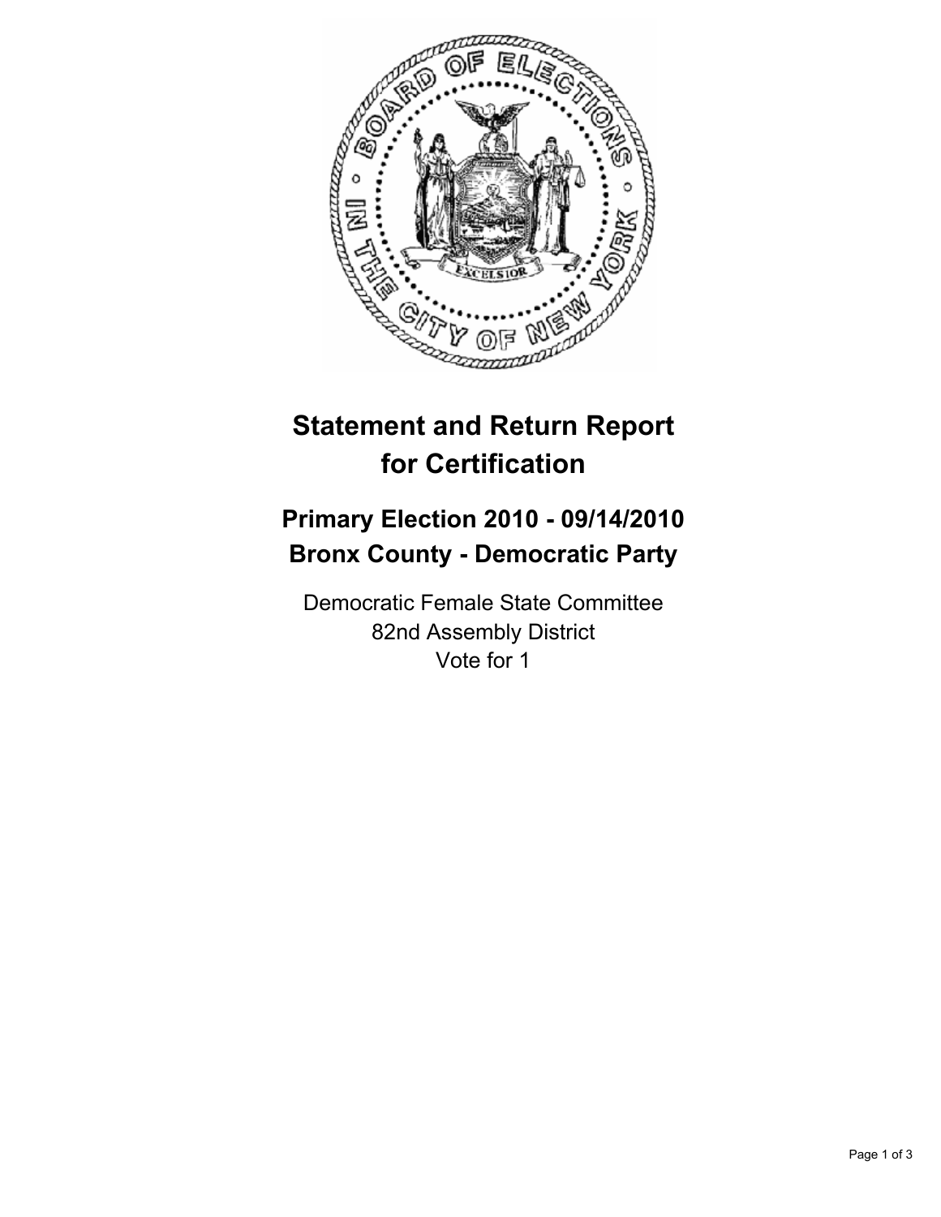# Statement and Return Report for Certification

## Primary Election 2010 - 09/14/2010
## Bronx County - Democratic Party

Democratic Female State Committee
82nd Assembly District
Vote for 1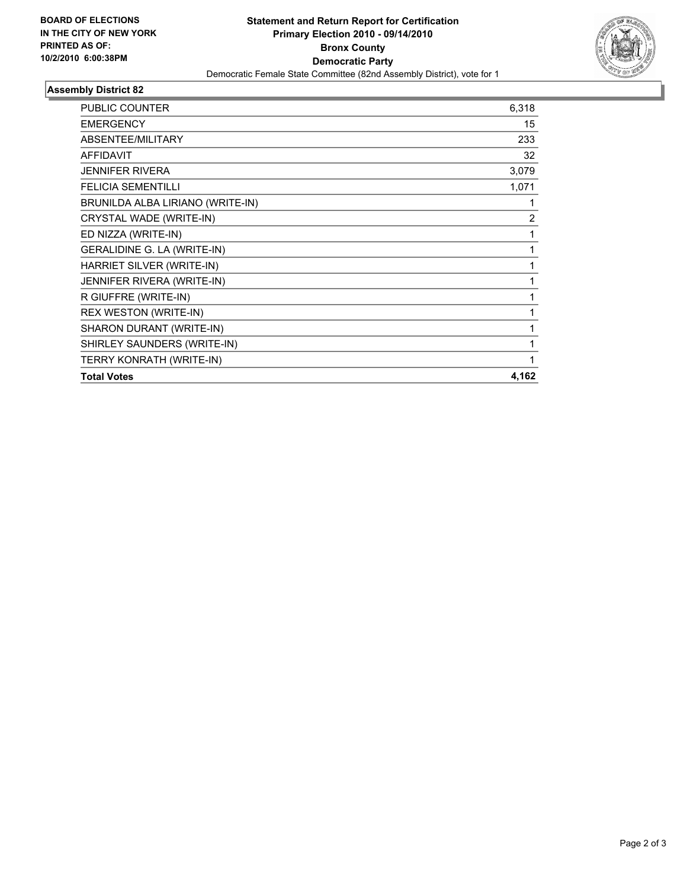**BOARD OF ELECTIONS IN THE CITY OF NEW YORK PRINTED AS OF: 10/2/2010 6:00:38PM**

# Statement and Return Report for Certification
## Primary Election 2010 - 09/14/2010
## Bronx County
## Democratic Party

Democratic Female State Committee (82nd Assembly District), vote for 1

### Assembly District 82

| | |
|---|---|
| PUBLIC COUNTER | 6,318 |
| EMERGENCY | 15 |
| ABSENTEE/MILITARY | 233 |
| AFFIDAVIT | 32 |
| JENNIFER RIVERA | 3,079 |
| FELICIA SEMENTILLI | 1,071 |
| BRUNILDA ALBA LIRIANO (WRITE-IN) | 1 |
| CRYSTAL WADE (WRITE-IN) | 2 |
| ED NIZZA (WRITE-IN) | 1 |
| GERALIDINE G. LA (WRITE-IN) | 1 |
| HARRIET SILVER (WRITE-IN) | 1 |
| JENNIFER RIVERA (WRITE-IN) | 1 |
| R GIUFFRE (WRITE-IN) | 1 |
| REX WESTON (WRITE-IN) | 1 |
| SHARON DURANT (WRITE-IN) | 1 |
| SHIRLEY SAUNDERS (WRITE-IN) | 1 |
| TERRY KONRATH (WRITE-IN) | 1 |
| **Total Votes** | **4,162** |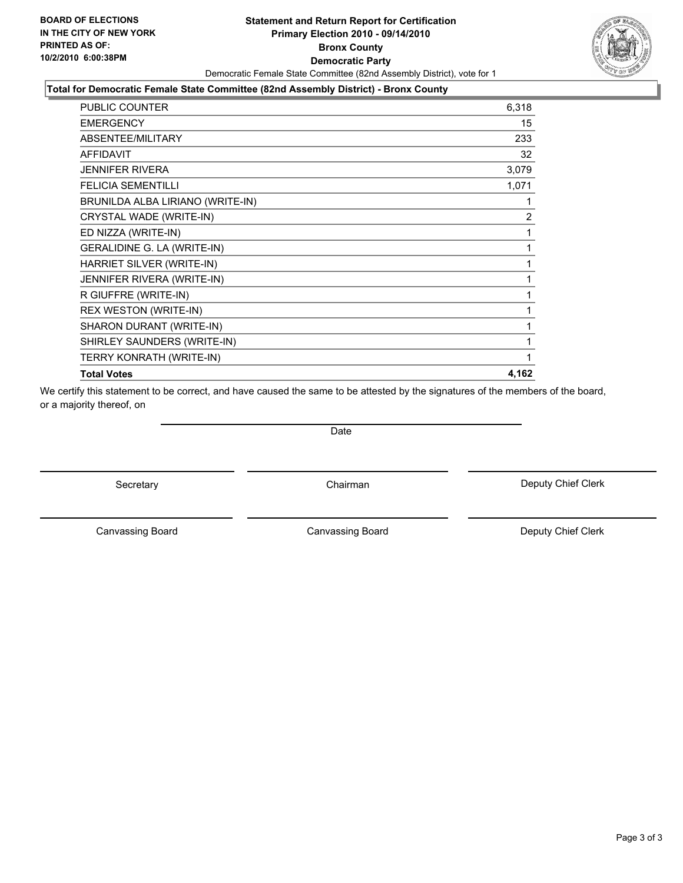**BOARD OF ELECTIONS IN THE CITY OF NEW YORK PRINTED AS OF: 10/2/2010 6:00:38PM**

**Statement and Return Report for Certification**
**Primary Election 2010 - 09/14/2010**
**Bronx County**
**Democratic Party**

Democratic Female State Committee (82nd Assembly District), vote for 1

**Total for Democratic Female State Committee (82nd Assembly District) - Bronx County**

| | |
|---|---|
| PUBLIC COUNTER | 6,318 |
| EMERGENCY | 15 |
| ABSENTEE/MILITARY | 233 |
| AFFIDAVIT | 32 |
| JENNIFER RIVERA | 3,079 |
| FELICIA SEMENTILLI | 1,071 |
| BRUNILDA ALBA LIRIANO (WRITE-IN) | 1 |
| CRYSTAL WADE (WRITE-IN) | 2 |
| ED NIZZA (WRITE-IN) | 1 |
| GERALIDINE G. LA (WRITE-IN) | 1 |
| HARRIET SILVER (WRITE-IN) | 1 |
| JENNIFER RIVERA (WRITE-IN) | 1 |
| R GIUFFRE (WRITE-IN) | 1 |
| REX WESTON (WRITE-IN) | 1 |
| SHARON DURANT (WRITE-IN) | 1 |
| SHIRLEY SAUNDERS (WRITE-IN) | 1 |
| TERRY KONRATH (WRITE-IN) | 1 |
| **Total Votes** | **4,162** |

We certify this statement to be correct, and have caused the same to be attested by the signatures of the members of the board, or a majority thereof, on

Date

Secretary

Chairman

Deputy Chief Clerk

Canvassing Board

Canvassing Board

Deputy Chief Clerk